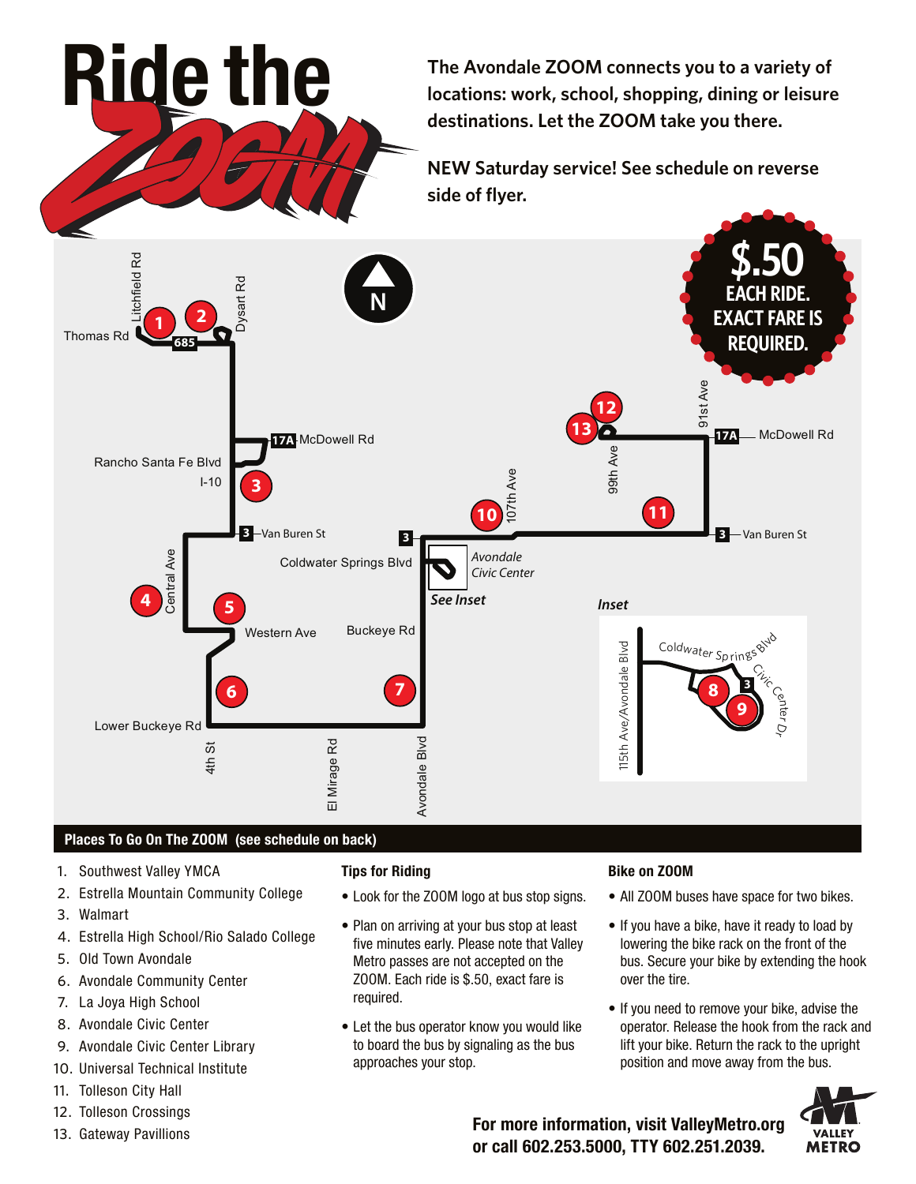# Ride the ZOOM

**The Avondale ZOOM connects you to a variety of locations: work, school, shopping, dining or leisure destinations. Let the ZOOM take you there.**

**NEW Saturday service! See schedule on reverse side of flyer.**

**$.50 EACH RIDE. EXACT FARE IS REQUIRED.**

## Places To Go On The ZOOM (see schedule on back)

1. Southwest Valley YMCA
2. Estrella Mountain Community College
3. Walmart
4. Estrella High School/Rio Salado College
5. Old Town Avondale
6. Avondale Community Center
7. La Joya High School
8. Avondale Civic Center
9. Avondale Civic Center Library
10. Universal Technical Institute
11. Tolleson City Hall
12. Tolleson Crossings
13. Gateway Pavillions

### Tips for Riding

- Look for the ZOOM logo at bus stop signs.
- Plan on arriving at your bus stop at least five minutes early. Please note that Valley Metro passes are not accepted on the ZOOM. Each ride is $.50, exact fare is required.
- Let the bus operator know you would like to board the bus by signaling as the bus approaches your stop.

### Bike on ZOOM

- All ZOOM buses have space for two bikes.
- If you have a bike, have it ready to load by lowering the bike rack on the front of the bus. Secure your bike by extending the hook over the tire.
- If you need to remove your bike, advise the operator. Release the hook from the rack and lift your bike. Return the rack to the upright position and move away from the bus.

**For more information, visit ValleyMetro.org or call 602.253.5000, TTY 602.251.2039.**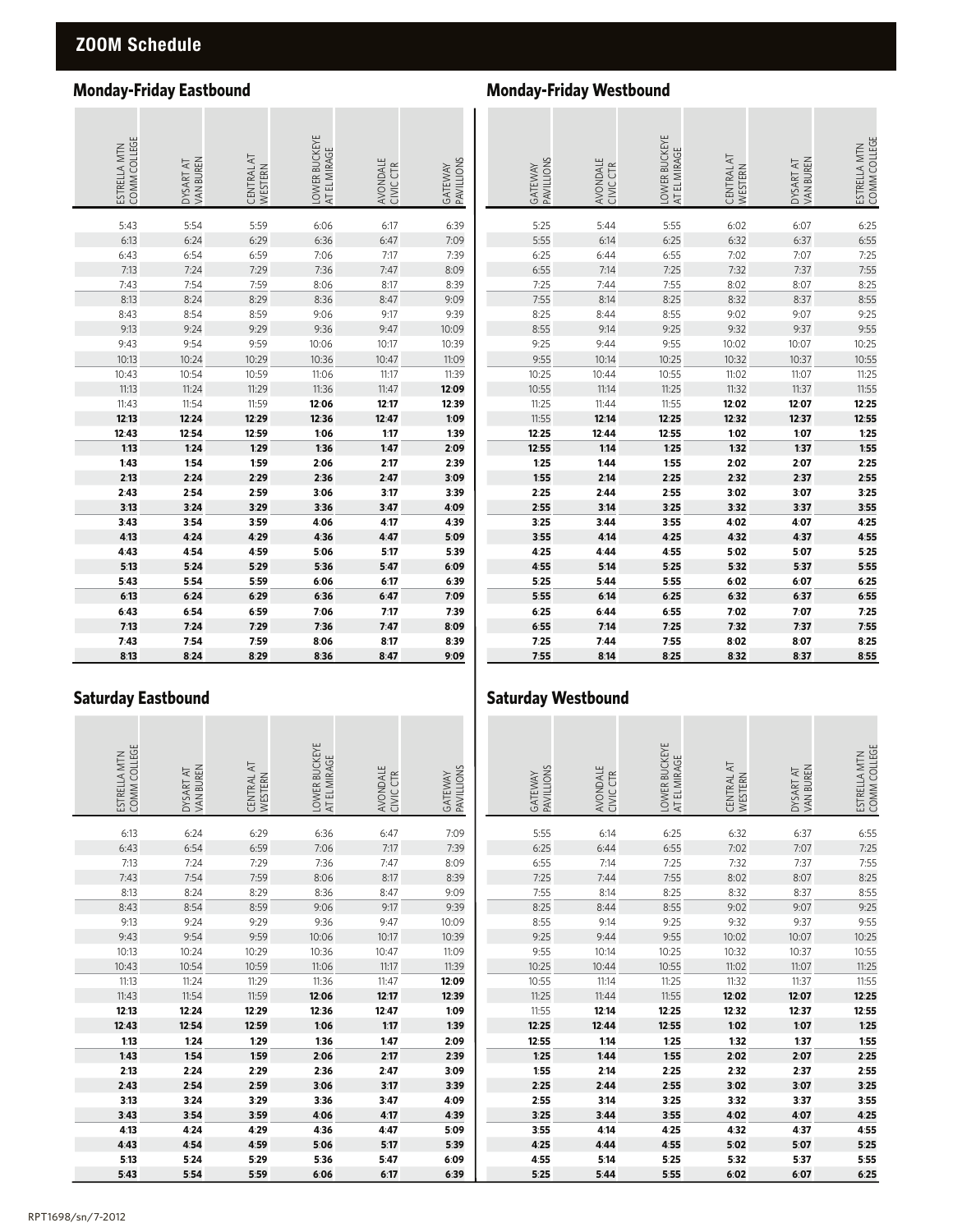## ZOOM Schedule

### Monday-Friday Eastbound

| ESTRELLA MTN COMM COLLEGE | DYSART AT VAN BUREN | CENTRAL AT WESTERN | LOWER BUCKEYE AT EL MIRAGE | AVONDALE CIVIC CTR | GATEWAY PAVILLIONS |
|---|---|---|---|---|---|
| 5:43 | 5:54 | 5:59 | 6:06 | 6:17 | 6:39 |
| 6:13 | 6:24 | 6:29 | 6:36 | 6:47 | 7:09 |
| 6:43 | 6:54 | 6:59 | 7:06 | 7:17 | 7:39 |
| 7:13 | 7:24 | 7:29 | 7:36 | 7:47 | 8:09 |
| 7:43 | 7:54 | 7:59 | 8:06 | 8:17 | 8:39 |
| 8:13 | 8:24 | 8:29 | 8:36 | 8:47 | 9:09 |
| 8:43 | 8:54 | 8:59 | 9:06 | 9:17 | 9:39 |
| 9:13 | 9:24 | 9:29 | 9:36 | 9:47 | 10:09 |
| 9:43 | 9:54 | 9:59 | 10:06 | 10:17 | 10:39 |
| 10:13 | 10:24 | 10:29 | 10:36 | 10:47 | 11:09 |
| 10:43 | 10:54 | 10:59 | 11:06 | 11:17 | 11:39 |
| 11:13 | 11:24 | 11:29 | 11:36 | 11:47 | **12:09** |
| 11:43 | 11:54 | 11:59 | **12:06** | **12:17** | **12:39** |
| **12:13** | **12:24** | **12:29** | **12:36** | **12:47** | **1:09** |
| **12:43** | **12:54** | **12:59** | **1:06** | **1:17** | **1:39** |
| **1:13** | **1:24** | **1:29** | **1:36** | **1:47** | **2:09** |
| **1:43** | **1:54** | **1:59** | **2:06** | **2:17** | **2:39** |
| **2:13** | **2:24** | **2:29** | **2:36** | **2:47** | **3:09** |
| **2:43** | **2:54** | **2:59** | **3:06** | **3:17** | **3:39** |
| **3:13** | **3:24** | **3:29** | **3:36** | **3:47** | **4:09** |
| **3:43** | **3:54** | **3:59** | **4:06** | **4:17** | **4:39** |
| **4:13** | **4:24** | **4:29** | **4:36** | **4:47** | **5:09** |
| **4:43** | **4:54** | **4:59** | **5:06** | **5:17** | **5:39** |
| **5:13** | **5:24** | **5:29** | **5:36** | **5:47** | **6:09** |
| **5:43** | **5:54** | **5:59** | **6:06** | **6:17** | **6:39** |
| **6:13** | **6:24** | **6:29** | **6:36** | **6:47** | **7:09** |
| **6:43** | **6:54** | **6:59** | **7:06** | **7:17** | **7:39** |
| **7:13** | **7:24** | **7:29** | **7:36** | **7:47** | **8:09** |
| **7:43** | **7:54** | **7:59** | **8:06** | **8:17** | **8:39** |
| **8:13** | **8:24** | **8:29** | **8:36** | **8:47** | **9:09** |

### Monday-Friday Westbound

| GATEWAY PAVILLIONS | AVONDALE CIVIC CTR | LOWER BUCKEYE AT EL MIRAGE | CENTRAL AT WESTERN | DYSART AT VAN BUREN | ESTRELLA MTN COMM COLLEGE |
|---|---|---|---|---|---|
| 5:25 | 5:44 | 5:55 | 6:02 | 6:07 | 6:25 |
| 5:55 | 6:14 | 6:25 | 6:32 | 6:37 | 6:55 |
| 6:25 | 6:44 | 6:55 | 7:02 | 7:07 | 7:25 |
| 6:55 | 7:14 | 7:25 | 7:32 | 7:37 | 7:55 |
| 7:25 | 7:44 | 7:55 | 8:02 | 8:07 | 8:25 |
| 7:55 | 8:14 | 8:25 | 8:32 | 8:37 | 8:55 |
| 8:25 | 8:44 | 8:55 | 9:02 | 9:07 | 9:25 |
| 8:55 | 9:14 | 9:25 | 9:32 | 9:37 | 9:55 |
| 9:25 | 9:44 | 9:55 | 10:02 | 10:07 | 10:25 |
| 9:55 | 10:14 | 10:25 | 10:32 | 10:37 | 10:55 |
| 10:25 | 10:44 | 10:55 | 11:02 | 11:07 | 11:25 |
| 10:55 | 11:14 | 11:25 | 11:32 | 11:37 | 11:55 |
| 11:25 | 11:44 | 11:55 | **12:02** | **12:07** | **12:25** |
| 11:55 | **12:14** | **12:25** | **12:32** | **12:37** | **12:55** |
| **12:25** | **12:44** | **12:55** | **1:02** | **1:07** | **1:25** |
| **12:55** | **1:14** | **1:25** | **1:32** | **1:37** | **1:55** |
| **1:25** | **1:44** | **1:55** | **2:02** | **2:07** | **2:25** |
| **1:55** | **2:14** | **2:25** | **2:32** | **2:37** | **2:55** |
| **2:25** | **2:44** | **2:55** | **3:02** | **3:07** | **3:25** |
| **2:55** | **3:14** | **3:25** | **3:32** | **3:37** | **3:55** |
| **3:25** | **3:44** | **3:55** | **4:02** | **4:07** | **4:25** |
| **3:55** | **4:14** | **4:25** | **4:32** | **4:37** | **4:55** |
| **4:25** | **4:44** | **4:55** | **5:02** | **5:07** | **5:25** |
| **4:55** | **5:14** | **5:25** | **5:32** | **5:37** | **5:55** |
| **5:25** | **5:44** | **5:55** | **6:02** | **6:07** | **6:25** |
| **5:55** | **6:14** | **6:25** | **6:32** | **6:37** | **6:55** |
| **6:25** | **6:44** | **6:55** | **7:02** | **7:07** | **7:25** |
| **6:55** | **7:14** | **7:25** | **7:32** | **7:37** | **7:55** |
| **7:25** | **7:44** | **7:55** | **8:02** | **8:07** | **8:25** |
| **7:55** | **8:14** | **8:25** | **8:32** | **8:37** | **8:55** |

### Saturday Eastbound

| ESTRELLA MTN COMM COLLEGE | DYSART AT VAN BUREN | CENTRAL AT WESTERN | LOWER BUCKEYE AT EL MIRAGE | AVONDALE CIVIC CTR | GATEWAY PAVILLIONS |
|---|---|---|---|---|---|
| 6:13 | 6:24 | 6:29 | 6:36 | 6:47 | 7:09 |
| 6:43 | 6:54 | 6:59 | 7:06 | 7:17 | 7:39 |
| 7:13 | 7:24 | 7:29 | 7:36 | 7:47 | 8:09 |
| 7:43 | 7:54 | 7:59 | 8:06 | 8:17 | 8:39 |
| 8:13 | 8:24 | 8:29 | 8:36 | 8:47 | 9:09 |
| 8:43 | 8:54 | 8:59 | 9:06 | 9:17 | 9:39 |
| 9:13 | 9:24 | 9:29 | 9:36 | 9:47 | 10:09 |
| 9:43 | 9:54 | 9:59 | 10:06 | 10:17 | 10:39 |
| 10:13 | 10:24 | 10:29 | 10:36 | 10:47 | 11:09 |
| 10:43 | 10:54 | 10:59 | 11:06 | 11:17 | 11:39 |
| 11:13 | 11:24 | 11:29 | 11:36 | 11:47 | **12:09** |
| 11:43 | 11:54 | 11:59 | **12:06** | **12:17** | **12:39** |
| **12:13** | **12:24** | **12:29** | **12:36** | **12:47** | **1:09** |
| **12:43** | **12:54** | **12:59** | **1:06** | **1:17** | **1:39** |
| **1:13** | **1:24** | **1:29** | **1:36** | **1:47** | **2:09** |
| **1:43** | **1:54** | **1:59** | **2:06** | **2:17** | **2:39** |
| **2:13** | **2:24** | **2:29** | **2:36** | **2:47** | **3:09** |
| **2:43** | **2:54** | **2:59** | **3:06** | **3:17** | **3:39** |
| **3:13** | **3:24** | **3:29** | **3:36** | **3:47** | **4:09** |
| **3:43** | **3:54** | **3:59** | **4:06** | **4:17** | **4:39** |
| **4:13** | **4:24** | **4:29** | **4:36** | **4:47** | **5:09** |
| **4:43** | **4:54** | **4:59** | **5:06** | **5:17** | **5:39** |
| **5:13** | **5:24** | **5:29** | **5:36** | **5:47** | **6:09** |
| **5:43** | **5:54** | **5:59** | **6:06** | **6:17** | **6:39** |

### Saturday Westbound

| GATEWAY PAVILLIONS | AVONDALE CIVIC CTR | LOWER BUCKEYE AT EL MIRAGE | CENTRAL AT WESTERN | DYSART AT VAN BUREN | ESTRELLA MTN COMM COLLEGE |
|---|---|---|---|---|---|
| 5:55 | 6:14 | 6:25 | 6:32 | 6:37 | 6:55 |
| 6:25 | 6:44 | 6:55 | 7:02 | 7:07 | 7:25 |
| 6:55 | 7:14 | 7:25 | 7:32 | 7:37 | 7:55 |
| 7:25 | 7:44 | 7:55 | 8:02 | 8:07 | 8:25 |
| 7:55 | 8:14 | 8:25 | 8:32 | 8:37 | 8:55 |
| 8:25 | 8:44 | 8:55 | 9:02 | 9:07 | 9:25 |
| 8:55 | 9:14 | 9:25 | 9:32 | 9:37 | 9:55 |
| 9:25 | 9:44 | 9:55 | 10:02 | 10:07 | 10:25 |
| 9:55 | 10:14 | 10:25 | 10:32 | 10:37 | 10:55 |
| 10:25 | 10:44 | 10:55 | 11:02 | 11:07 | 11:25 |
| 10:55 | 11:14 | 11:25 | 11:32 | 11:37 | 11:55 |
| 11:25 | 11:44 | 11:55 | **12:02** | **12:07** | **12:25** |
| 11:55 | **12:14** | **12:25** | **12:32** | **12:37** | **12:55** |
| **12:25** | **12:44** | **12:55** | **1:02** | **1:07** | **1:25** |
| **12:55** | **1:14** | **1:25** | **1:32** | **1:37** | **1:55** |
| **1:25** | **1:44** | **1:55** | **2:02** | **2:07** | **2:25** |
| **1:55** | **2:14** | **2:25** | **2:32** | **2:37** | **2:55** |
| **2:25** | **2:44** | **2:55** | **3:02** | **3:07** | **3:25** |
| **2:55** | **3:14** | **3:25** | **3:32** | **3:37** | **3:55** |
| **3:25** | **3:44** | **3:55** | **4:02** | **4:07** | **4:25** |
| **3:55** | **4:14** | **4:25** | **4:32** | **4:37** | **4:55** |
| **4:25** | **4:44** | **4:55** | **5:02** | **5:07** | **5:25** |
| **4:55** | **5:14** | **5:25** | **5:32** | **5:37** | **5:55** |
| **5:25** | **5:44** | **5:55** | **6:02** | **6:07** | **6:25** |

RPT1698/sn/7-2012